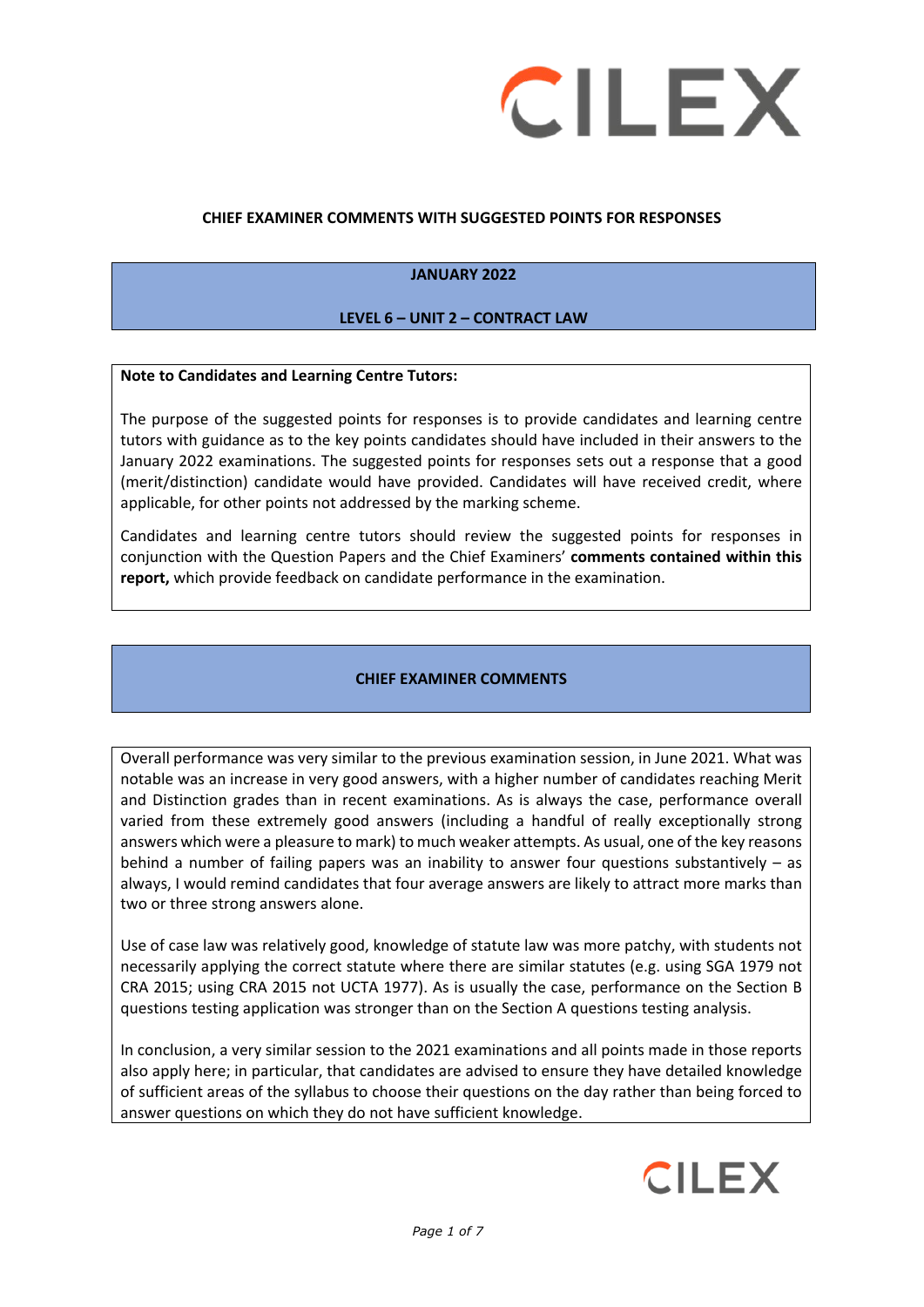# CHIEF EXAMINER COMMENTS WITH SUGGESTED POINTS FOR RESPONSES

## JANUARY 2022

## LEVEL 6 – UNIT 2 – CONTRACT LAW

**Note to Candidates and Learning Centre Tutors:**

The purpose of the suggested points for responses is to provide candidates and learning centre tutors with guidance as to the key points candidates should have included in their answers to the January 2022 examinations. The suggested points for responses sets out a response that a good (merit/distinction) candidate would have provided. Candidates will have received credit, where applicable, for other points not addressed by the marking scheme.

Candidates and learning centre tutors should review the suggested points for responses in conjunction with the Question Papers and the Chief Examiners' **comments contained within this report,** which provide feedback on candidate performance in the examination.

## CHIEF EXAMINER COMMENTS

Overall performance was very similar to the previous examination session, in June 2021. What was notable was an increase in very good answers, with a higher number of candidates reaching Merit and Distinction grades than in recent examinations. As is always the case, performance overall varied from these extremely good answers (including a handful of really exceptionally strong answers which were a pleasure to mark) to much weaker attempts. As usual, one of the key reasons behind a number of failing papers was an inability to answer four questions substantively – as always, I would remind candidates that four average answers are likely to attract more marks than two or three strong answers alone.

Use of case law was relatively good, knowledge of statute law was more patchy, with students not necessarily applying the correct statute where there are similar statutes (e.g. using SGA 1979 not CRA 2015; using CRA 2015 not UCTA 1977). As is usually the case, performance on the Section B questions testing application was stronger than on the Section A questions testing analysis.

In conclusion, a very similar session to the 2021 examinations and all points made in those reports also apply here; in particular, that candidates are advised to ensure they have detailed knowledge of sufficient areas of the syllabus to choose their questions on the day rather than being forced to answer questions on which they do not have sufficient knowledge.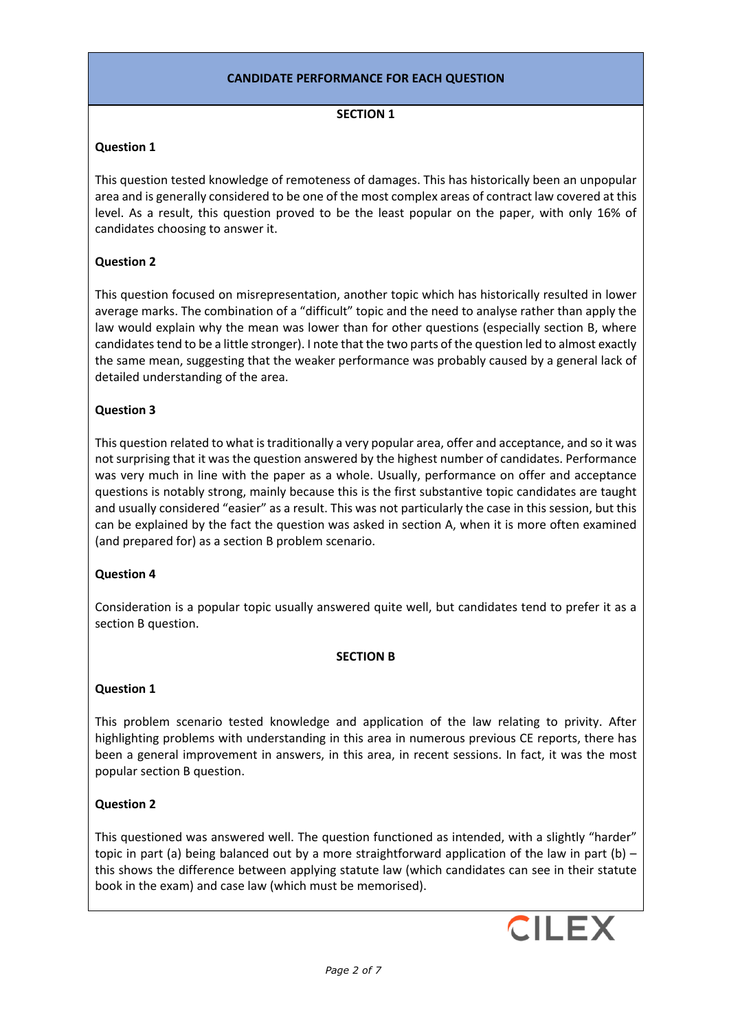## CANDIDATE PERFORMANCE FOR EACH QUESTION

### SECTION 1

**Question 1**

This question tested knowledge of remoteness of damages. This has historically been an unpopular area and is generally considered to be one of the most complex areas of contract law covered at this level. As a result, this question proved to be the least popular on the paper, with only 16% of candidates choosing to answer it.

**Question 2**

This question focused on misrepresentation, another topic which has historically resulted in lower average marks. The combination of a "difficult" topic and the need to analyse rather than apply the law would explain why the mean was lower than for other questions (especially section B, where candidates tend to be a little stronger). I note that the two parts of the question led to almost exactly the same mean, suggesting that the weaker performance was probably caused by a general lack of detailed understanding of the area.

**Question 3**

This question related to what is traditionally a very popular area, offer and acceptance, and so it was not surprising that it was the question answered by the highest number of candidates. Performance was very much in line with the paper as a whole. Usually, performance on offer and acceptance questions is notably strong, mainly because this is the first substantive topic candidates are taught and usually considered "easier" as a result. This was not particularly the case in this session, but this can be explained by the fact the question was asked in section A, when it is more often examined (and prepared for) as a section B problem scenario.

**Question 4**

Consideration is a popular topic usually answered quite well, but candidates tend to prefer it as a section B question.

### SECTION B

**Question 1**

This problem scenario tested knowledge and application of the law relating to privity. After highlighting problems with understanding in this area in numerous previous CE reports, there has been a general improvement in answers, in this area, in recent sessions. In fact, it was the most popular section B question.

**Question 2**

This questioned was answered well. The question functioned as intended, with a slightly "harder" topic in part (a) being balanced out by a more straightforward application of the law in part (b) – this shows the difference between applying statute law (which candidates can see in their statute book in the exam) and case law (which must be memorised).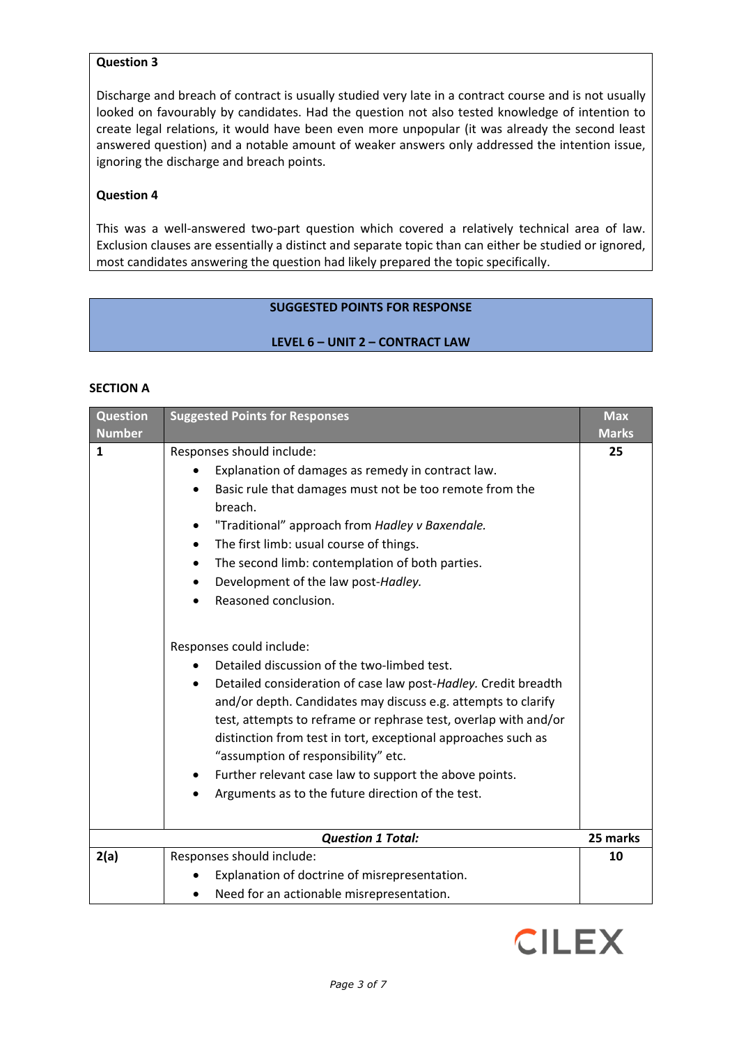**Question 3**

Discharge and breach of contract is usually studied very late in a contract course and is not usually looked on favourably by candidates. Had the question not also tested knowledge of intention to create legal relations, it would have been even more unpopular (it was already the second least answered question) and a notable amount of weaker answers only addressed the intention issue, ignoring the discharge and breach points.

**Question 4**

This was a well-answered two-part question which covered a relatively technical area of law. Exclusion clauses are essentially a distinct and separate topic than can either be studied or ignored, most candidates answering the question had likely prepared the topic specifically.

## SUGGESTED POINTS FOR RESPONSE

## LEVEL 6 – UNIT 2 – CONTRACT LAW

### SECTION A

| Question Number | Suggested Points for Responses | Max Marks |
|---|---|---|
| 1 | Responses should include:<br>• Explanation of damages as remedy in contract law.<br>• Basic rule that damages must not be too remote from the breach.<br>• "Traditional" approach from *Hadley v Baxendale.*<br>• The first limb: usual course of things.<br>• The second limb: contemplation of both parties.<br>• Development of the law post-*Hadley.*<br>• Reasoned conclusion.<br><br>Responses could include:<br>• Detailed discussion of the two-limbed test.<br>• Detailed consideration of case law post-*Hadley.* Credit breadth and/or depth. Candidates may discuss e.g. attempts to clarify test, attempts to reframe or rephrase test, overlap with and/or distinction from test in tort, exceptional approaches such as "assumption of responsibility" etc.<br>• Further relevant case law to support the above points.<br>• Arguments as to the future direction of the test. | 25 |
| | ***Question 1 Total:*** | **25 marks** |
| **2(a)** | Responses should include:<br>• Explanation of doctrine of misrepresentation.<br>• Need for an actionable misrepresentation. | **10** |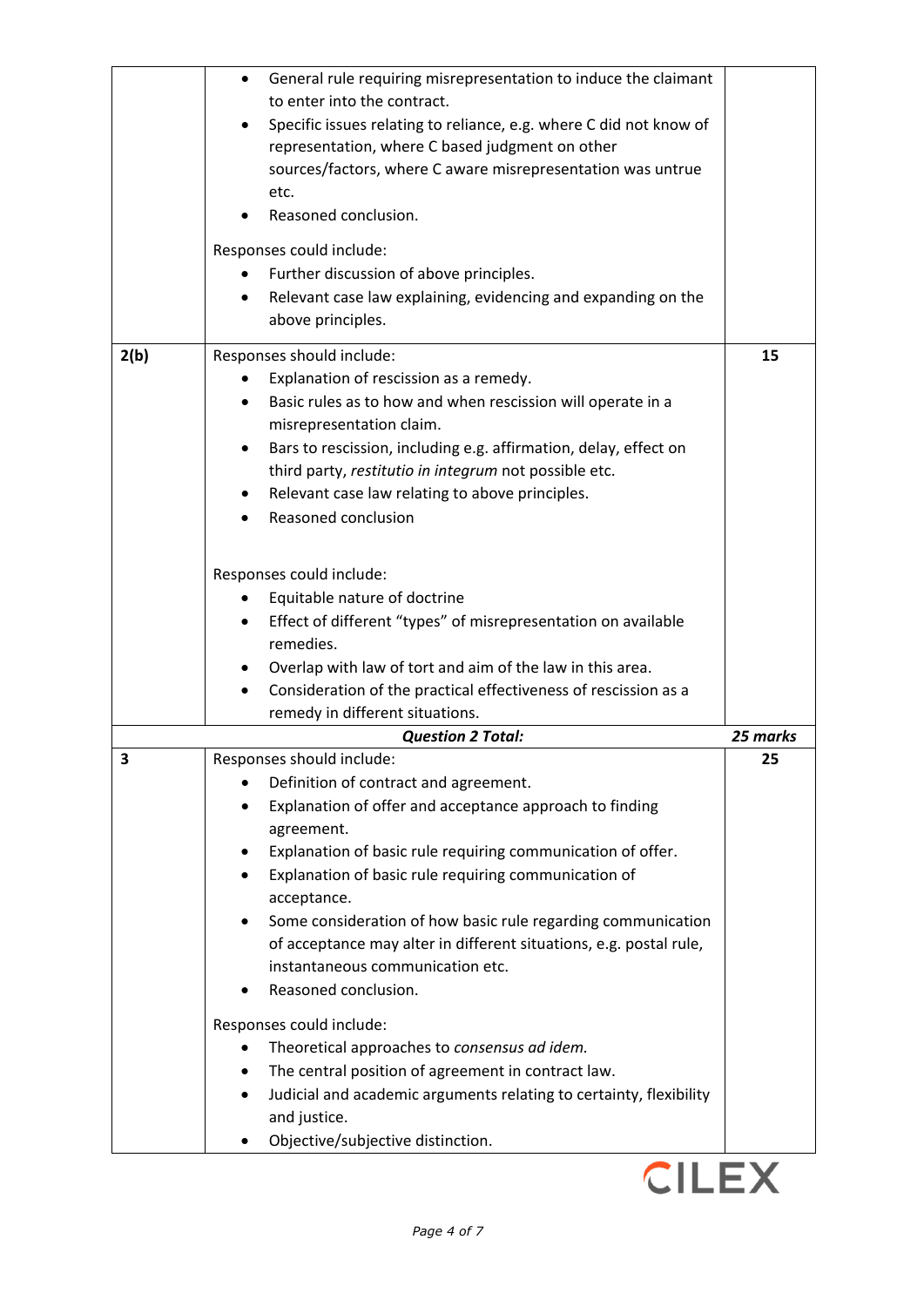| | | |
|---|---|---|
| | <ul><li>General rule requiring misrepresentation to induce the claimant to enter into the contract.</li><li>Specific issues relating to reliance, e.g. where C did not know of representation, where C based judgment on other sources/factors, where C aware misrepresentation was untrue etc.</li><li>Reasoned conclusion.</li></ul>Responses could include:<ul><li>Further discussion of above principles.</li><li>Relevant case law explaining, evidencing and expanding on the above principles.</li></ul> | |
| **2(b)** | Responses should include:<ul><li>Explanation of rescission as a remedy.</li><li>Basic rules as to how and when rescission will operate in a misrepresentation claim.</li><li>Bars to rescission, including e.g. affirmation, delay, effect on third party, *restitutio in integrum* not possible etc.</li><li>Relevant case law relating to above principles.</li><li>Reasoned conclusion</li></ul>Responses could include:<ul><li>Equitable nature of doctrine</li><li>Effect of different "types" of misrepresentation on available remedies.</li><li>Overlap with law of tort and aim of the law in this area.</li><li>Consideration of the practical effectiveness of rescission as a remedy in different situations.</li></ul> | **15** |
| | ***Question 2 Total:*** | ***25 marks*** |
| **3** | Responses should include:<ul><li>Definition of contract and agreement.</li><li>Explanation of offer and acceptance approach to finding agreement.</li><li>Explanation of basic rule requiring communication of offer.</li><li>Explanation of basic rule requiring communication of acceptance.</li><li>Some consideration of how basic rule regarding communication of acceptance may alter in different situations, e.g. postal rule, instantaneous communication etc.</li><li>Reasoned conclusion.</li></ul>Responses could include:<ul><li>Theoretical approaches to *consensus ad idem.*</li><li>The central position of agreement in contract law.</li><li>Judicial and academic arguments relating to certainty, flexibility and justice.</li><li>Objective/subjective distinction.</li></ul> | **25** |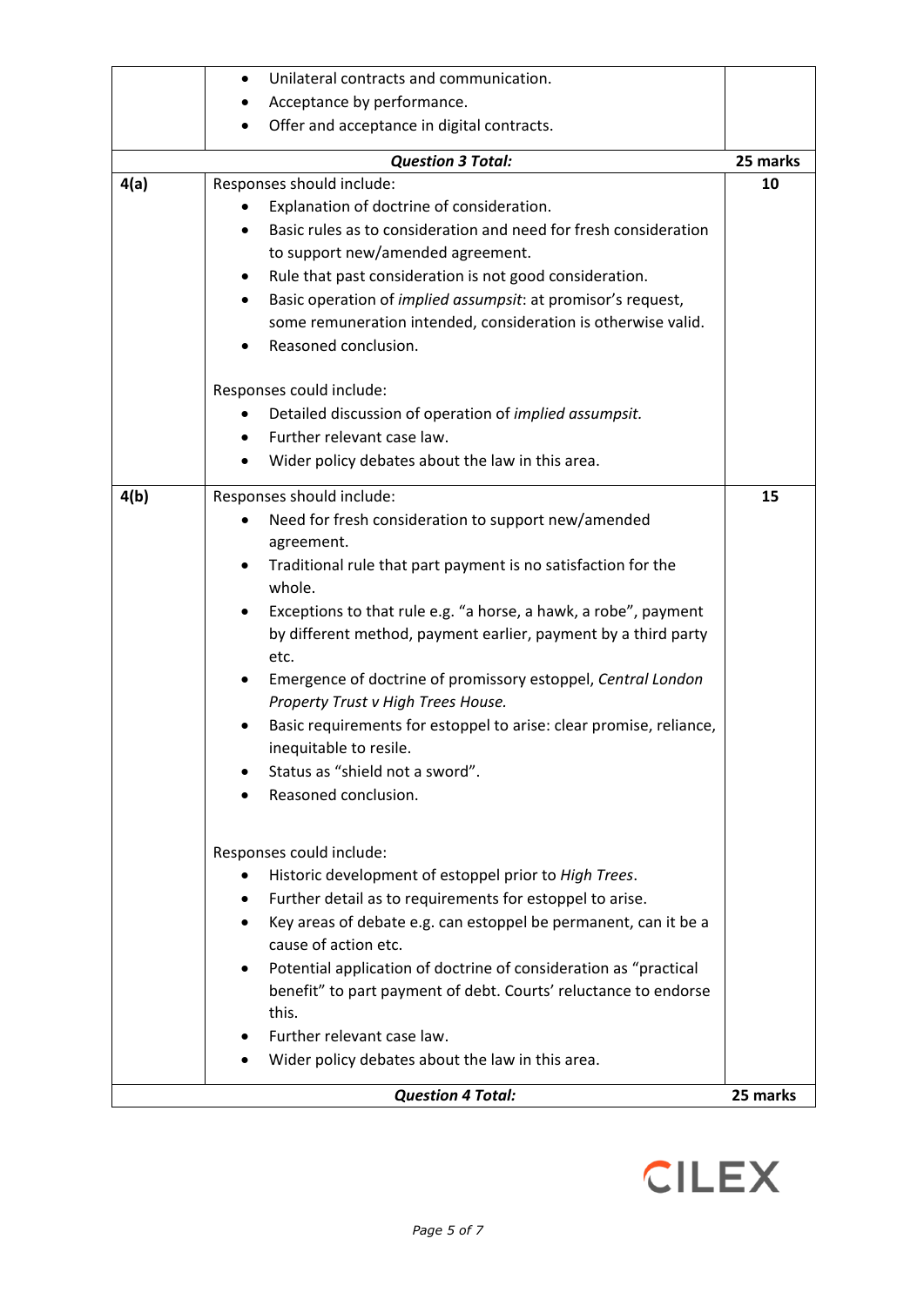| | | |
|---|---|---|
| | • Unilateral contracts and communication.<br>• Acceptance by performance.<br>• Offer and acceptance in digital contracts. | |
| | ***Question 3 Total:*** | **25 marks** |
| **4(a)** | Responses should include:<br>• Explanation of doctrine of consideration.<br>• Basic rules as to consideration and need for fresh consideration to support new/amended agreement.<br>• Rule that past consideration is not good consideration.<br>• Basic operation of *implied assumpsit*: at promisor's request, some remuneration intended, consideration is otherwise valid.<br>• Reasoned conclusion.<br><br>Responses could include:<br>• Detailed discussion of operation of *implied assumpsit.*<br>• Further relevant case law.<br>• Wider policy debates about the law in this area. | **10** |
| **4(b)** | Responses should include:<br>• Need for fresh consideration to support new/amended agreement.<br>• Traditional rule that part payment is no satisfaction for the whole.<br>• Exceptions to that rule e.g. "a horse, a hawk, a robe", payment by different method, payment earlier, payment by a third party etc.<br>• Emergence of doctrine of promissory estoppel, *Central London Property Trust v High Trees House.*<br>• Basic requirements for estoppel to arise: clear promise, reliance, inequitable to resile.<br>• Status as "shield not a sword".<br>• Reasoned conclusion.<br><br>Responses could include:<br>• Historic development of estoppel prior to *High Trees*.<br>• Further detail as to requirements for estoppel to arise.<br>• Key areas of debate e.g. can estoppel be permanent, can it be a cause of action etc.<br>• Potential application of doctrine of consideration as "practical benefit" to part payment of debt. Courts' reluctance to endorse this.<br>• Further relevant case law.<br>• Wider policy debates about the law in this area. | **15** |
| | ***Question 4 Total:*** | **25 marks** |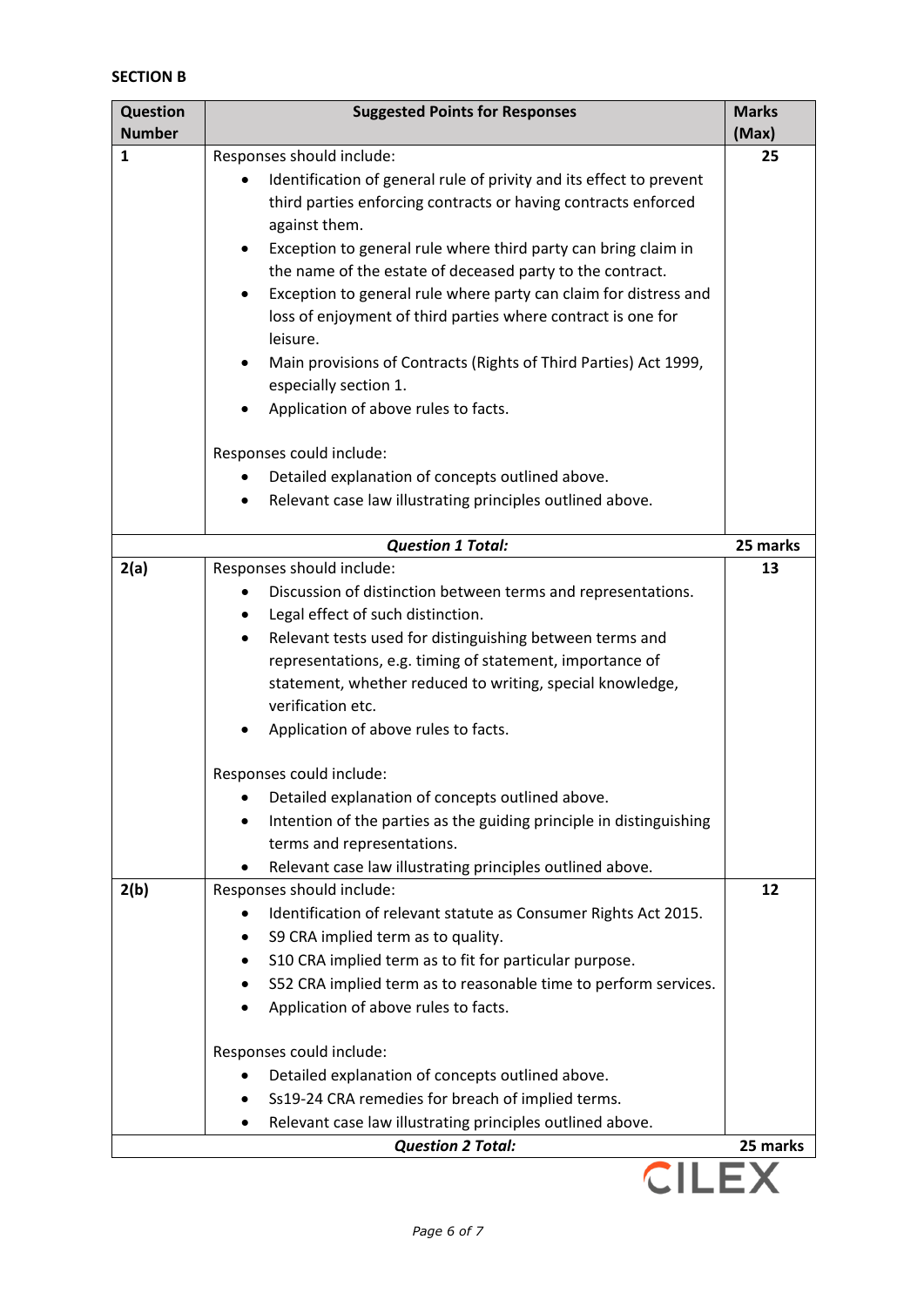**SECTION B**

| Question Number | Suggested Points for Responses | Marks (Max) |
|---|---|---|
| 1 | Responses should include:<br>• Identification of general rule of privity and its effect to prevent third parties enforcing contracts or having contracts enforced against them.<br>• Exception to general rule where third party can bring claim in the name of the estate of deceased party to the contract.<br>• Exception to general rule where party can claim for distress and loss of enjoyment of third parties where contract is one for leisure.<br>• Main provisions of Contracts (Rights of Third Parties) Act 1999, especially section 1.<br>• Application of above rules to facts.<br><br>Responses could include:<br>• Detailed explanation of concepts outlined above.<br>• Relevant case law illustrating principles outlined above. | 25 |
| | ***Question 1 Total:*** | **25 marks** |
| 2(a) | Responses should include:<br>• Discussion of distinction between terms and representations.<br>• Legal effect of such distinction.<br>• Relevant tests used for distinguishing between terms and representations, e.g. timing of statement, importance of statement, whether reduced to writing, special knowledge, verification etc.<br>• Application of above rules to facts.<br><br>Responses could include:<br>• Detailed explanation of concepts outlined above.<br>• Intention of the parties as the guiding principle in distinguishing terms and representations.<br>• Relevant case law illustrating principles outlined above. | 13 |
| 2(b) | Responses should include:<br>• Identification of relevant statute as Consumer Rights Act 2015.<br>• S9 CRA implied term as to quality.<br>• S10 CRA implied term as to fit for particular purpose.<br>• S52 CRA implied term as to reasonable time to perform services.<br>• Application of above rules to facts.<br><br>Responses could include:<br>• Detailed explanation of concepts outlined above.<br>• Ss19-24 CRA remedies for breach of implied terms.<br>• Relevant case law illustrating principles outlined above. | 12 |
| | ***Question 2 Total:*** | **25 marks** |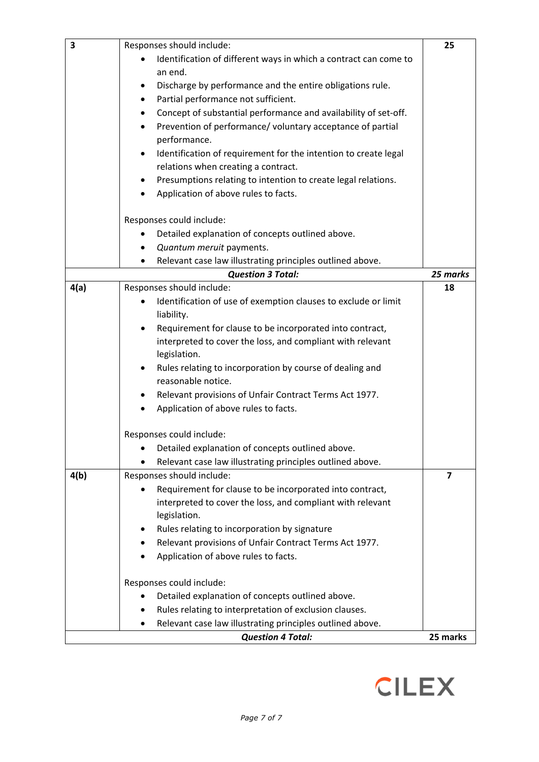| | | |
|---|---|---|
| **3** | Responses should include:<br>• Identification of different ways in which a contract can come to an end.<br>• Discharge by performance and the entire obligations rule.<br>• Partial performance not sufficient.<br>• Concept of substantial performance and availability of set-off.<br>• Prevention of performance/ voluntary acceptance of partial performance.<br>• Identification of requirement for the intention to create legal relations when creating a contract.<br>• Presumptions relating to intention to create legal relations.<br>• Application of above rules to facts.<br><br>Responses could include:<br>• Detailed explanation of concepts outlined above.<br>• *Quantum meruit* payments.<br>• Relevant case law illustrating principles outlined above. | **25** |
| | ***Question 3 Total:*** | ***25 marks*** |
| **4(a)** | Responses should include:<br>• Identification of use of exemption clauses to exclude or limit liability.<br>• Requirement for clause to be incorporated into contract, interpreted to cover the loss, and compliant with relevant legislation.<br>• Rules relating to incorporation by course of dealing and reasonable notice.<br>• Relevant provisions of Unfair Contract Terms Act 1977.<br>• Application of above rules to facts.<br><br>Responses could include:<br>• Detailed explanation of concepts outlined above.<br>• Relevant case law illustrating principles outlined above. | **18** |
| **4(b)** | Responses should include:<br>• Requirement for clause to be incorporated into contract, interpreted to cover the loss, and compliant with relevant legislation.<br>• Rules relating to incorporation by signature<br>• Relevant provisions of Unfair Contract Terms Act 1977.<br>• Application of above rules to facts.<br><br>Responses could include:<br>• Detailed explanation of concepts outlined above.<br>• Rules relating to interpretation of exclusion clauses.<br>• Relevant case law illustrating principles outlined above. | **7** |
| | ***Question 4 Total:*** | **25 marks** |

CILEX